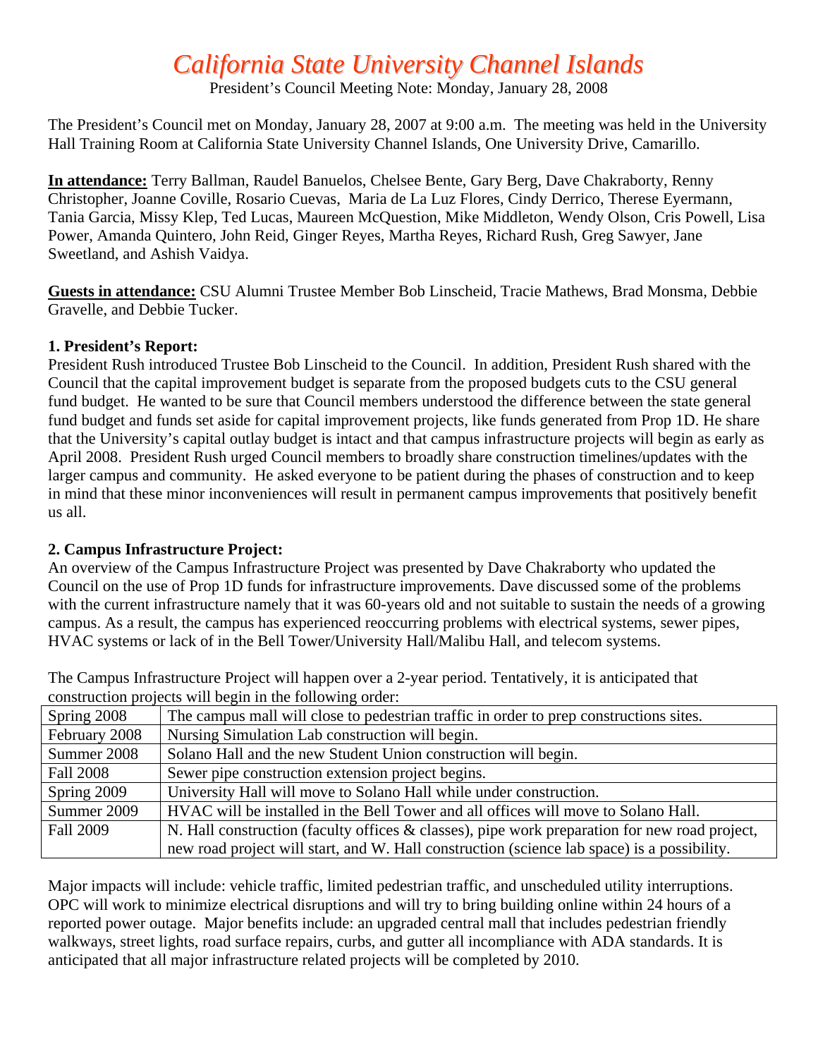# *California State University Channel Islands*

President's Council Meeting Note: Monday, January 28, 2008

The President's Council met on Monday, January 28, 2007 at 9:00 a.m. The meeting was held in the University Hall Training Room at California State University Channel Islands, One University Drive, Camarillo.

**In attendance:** Terry Ballman, Raudel Banuelos, Chelsee Bente, Gary Berg, Dave Chakraborty, Renny Christopher, Joanne Coville, Rosario Cuevas, Maria de La Luz Flores, Cindy Derrico, Therese Eyermann, Tania Garcia, Missy Klep, Ted Lucas, Maureen McQuestion, Mike Middleton, Wendy Olson, Cris Powell, Lisa Power, Amanda Quintero, John Reid, Ginger Reyes, Martha Reyes, Richard Rush, Greg Sawyer, Jane Sweetland, and Ashish Vaidya.

**Guests in attendance:** CSU Alumni Trustee Member Bob Linscheid, Tracie Mathews, Brad Monsma, Debbie Gravelle, and Debbie Tucker.

**1. President's Report:**

President Rush introduced Trustee Bob Linscheid to the Council. In addition, President Rush shared with the Council that the capital improvement budget is separate from the proposed budgets cuts to the CSU general fund budget. He wanted to be sure that Council members understood the difference between the state general fund budget and funds set aside for capital improvement projects, like funds generated from Prop 1D. He share that the University's capital outlay budget is intact and that campus infrastructure projects will begin as early as April 2008. President Rush urged Council members to broadly share construction timelines/updates with the larger campus and community. He asked everyone to be patient during the phases of construction and to keep in mind that these minor inconveniences will result in permanent campus improvements that positively benefit us all.

**2. Campus Infrastructure Project:**

An overview of the Campus Infrastructure Project was presented by Dave Chakraborty who updated the Council on the use of Prop 1D funds for infrastructure improvements. Dave discussed some of the problems with the current infrastructure namely that it was 60-years old and not suitable to sustain the needs of a growing campus. As a result, the campus has experienced reoccurring problems with electrical systems, sewer pipes, HVAC systems or lack of in the Bell Tower/University Hall/Malibu Hall, and telecom systems.

The Campus Infrastructure Project will happen over a 2-year period. Tentatively, it is anticipated that construction projects will begin in the following order:

| | |
|---|---|
| Spring 2008 | The campus mall will close to pedestrian traffic in order to prep constructions sites. |
| February 2008 | Nursing Simulation Lab construction will begin. |
| Summer 2008 | Solano Hall and the new Student Union construction will begin. |
| Fall 2008 | Sewer pipe construction extension project begins. |
| Spring 2009 | University Hall will move to Solano Hall while under construction. |
| Summer 2009 | HVAC will be installed in the Bell Tower and all offices will move to Solano Hall. |
| Fall 2009 | N. Hall construction (faculty offices & classes), pipe work preparation for new road project, new road project will start, and W. Hall construction (science lab space) is a possibility. |

Major impacts will include: vehicle traffic, limited pedestrian traffic, and unscheduled utility interruptions. OPC will work to minimize electrical disruptions and will try to bring building online within 24 hours of a reported power outage. Major benefits include: an upgraded central mall that includes pedestrian friendly walkways, street lights, road surface repairs, curbs, and gutter all incompliance with ADA standards. It is anticipated that all major infrastructure related projects will be completed by 2010.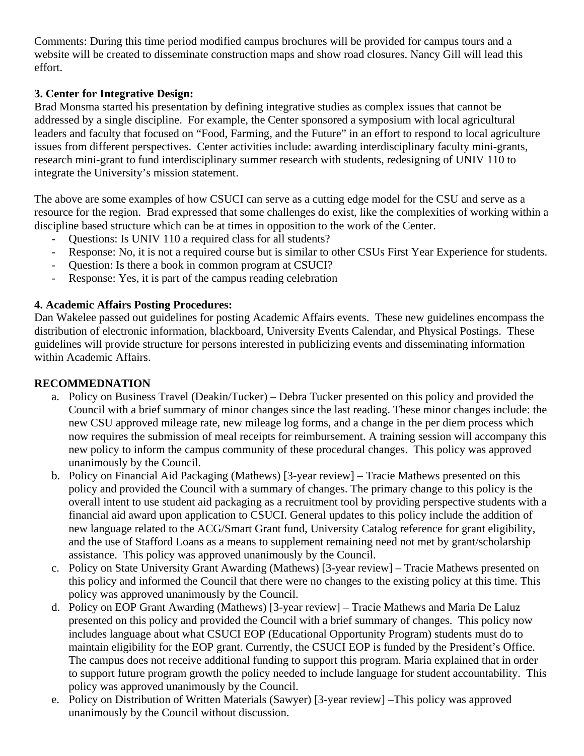Comments: During this time period modified campus brochures will be provided for campus tours and a website will be created to disseminate construction maps and show road closures. Nancy Gill will lead this effort.

**3. Center for Integrative Design:**

Brad Monsma started his presentation by defining integrative studies as complex issues that cannot be addressed by a single discipline. For example, the Center sponsored a symposium with local agricultural leaders and faculty that focused on "Food, Farming, and the Future" in an effort to respond to local agriculture issues from different perspectives. Center activities include: awarding interdisciplinary faculty mini-grants, research mini-grant to fund interdisciplinary summer research with students, redesigning of UNIV 110 to integrate the University's mission statement.

The above are some examples of how CSUCI can serve as a cutting edge model for the CSU and serve as a resource for the region. Brad expressed that some challenges do exist, like the complexities of working within a discipline based structure which can be at times in opposition to the work of the Center.

- Questions: Is UNIV 110 a required class for all students?
- Response: No, it is not a required course but is similar to other CSUs First Year Experience for students.
- Question: Is there a book in common program at CSUCI?
- Response: Yes, it is part of the campus reading celebration

**4. Academic Affairs Posting Procedures:**

Dan Wakelee passed out guidelines for posting Academic Affairs events. These new guidelines encompass the distribution of electronic information, blackboard, University Events Calendar, and Physical Postings. These guidelines will provide structure for persons interested in publicizing events and disseminating information within Academic Affairs.

**RECOMMEDNATION**

a. Policy on Business Travel (Deakin/Tucker) – Debra Tucker presented on this policy and provided the Council with a brief summary of minor changes since the last reading. These minor changes include: the new CSU approved mileage rate, new mileage log forms, and a change in the per diem process which now requires the submission of meal receipts for reimbursement. A training session will accompany this new policy to inform the campus community of these procedural changes. This policy was approved unanimously by the Council.
b. Policy on Financial Aid Packaging (Mathews) [3-year review] – Tracie Mathews presented on this policy and provided the Council with a summary of changes. The primary change to this policy is the overall intent to use student aid packaging as a recruitment tool by providing perspective students with a financial aid award upon application to CSUCI. General updates to this policy include the addition of new language related to the ACG/Smart Grant fund, University Catalog reference for grant eligibility, and the use of Stafford Loans as a means to supplement remaining need not met by grant/scholarship assistance. This policy was approved unanimously by the Council.
c. Policy on State University Grant Awarding (Mathews) [3-year review] – Tracie Mathews presented on this policy and informed the Council that there were no changes to the existing policy at this time. This policy was approved unanimously by the Council.
d. Policy on EOP Grant Awarding (Mathews) [3-year review] – Tracie Mathews and Maria De Laluz presented on this policy and provided the Council with a brief summary of changes. This policy now includes language about what CSUCI EOP (Educational Opportunity Program) students must do to maintain eligibility for the EOP grant. Currently, the CSUCI EOP is funded by the President's Office. The campus does not receive additional funding to support this program. Maria explained that in order to support future program growth the policy needed to include language for student accountability. This policy was approved unanimously by the Council.
e. Policy on Distribution of Written Materials (Sawyer) [3-year review] –This policy was approved unanimously by the Council without discussion.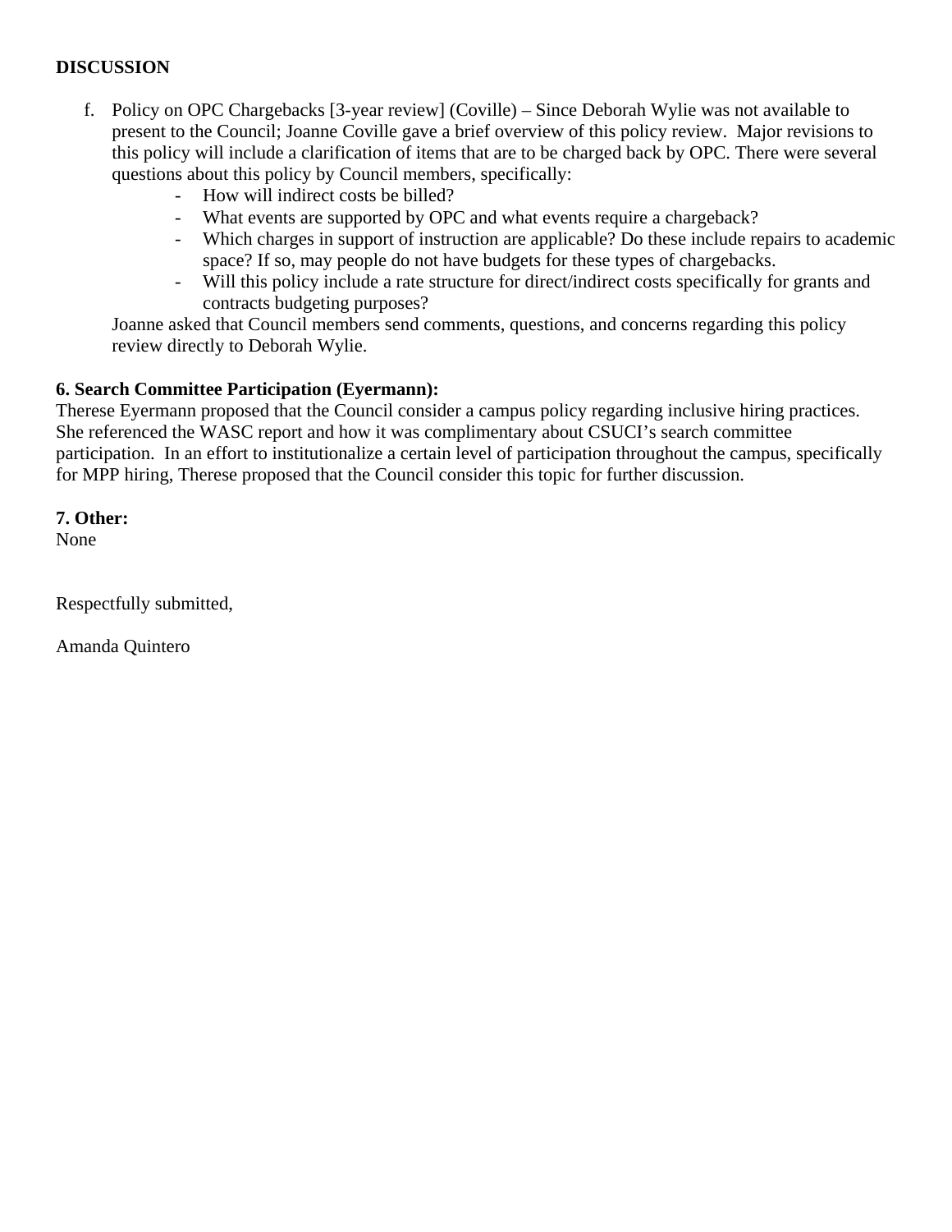**DISCUSSION**

f. Policy on OPC Chargebacks [3-year review] (Coville) – Since Deborah Wylie was not available to present to the Council; Joanne Coville gave a brief overview of this policy review. Major revisions to this policy will include a clarification of items that are to be charged back by OPC. There were several questions about this policy by Council members, specifically:
    - How will indirect costs be billed?
    - What events are supported by OPC and what events require a chargeback?
    - Which charges in support of instruction are applicable? Do these include repairs to academic space? If so, may people do not have budgets for these types of chargebacks.
    - Will this policy include a rate structure for direct/indirect costs specifically for grants and contracts budgeting purposes?

   Joanne asked that Council members send comments, questions, and concerns regarding this policy review directly to Deborah Wylie.

**6. Search Committee Participation (Eyermann):**

Therese Eyermann proposed that the Council consider a campus policy regarding inclusive hiring practices. She referenced the WASC report and how it was complimentary about CSUCI's search committee participation. In an effort to institutionalize a certain level of participation throughout the campus, specifically for MPP hiring, Therese proposed that the Council consider this topic for further discussion.

**7. Other:**

None

Respectfully submitted,

Amanda Quintero